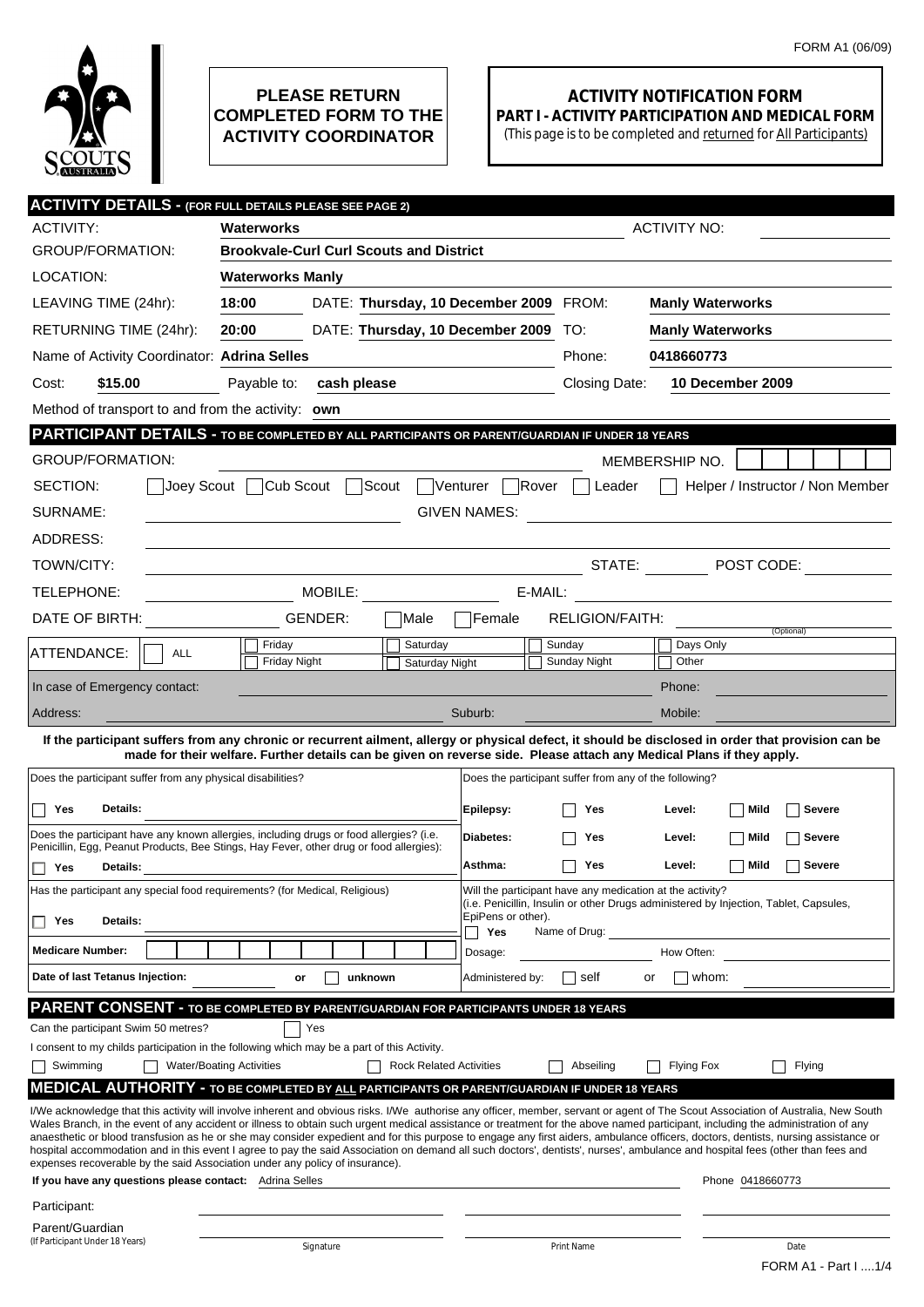FORM A1 (06/09)

**PLEASE RETURN COMPLETED FORM TO THE ACTIVITY COORDINATOR**

# ACTIVITY NOTIFICATION FORM

## PART I - ACTIVITY PARTICIPATION AND MEDICAL FORM

(This page is to be completed and returned for All Participants)

## ACTIVITY DETAILS - (FOR FULL DETAILS PLEASE SEE PAGE 2)

ACTIVITY: **Waterworks** ACTIVITY NO:

GROUP/FORMATION: **Brookvale-Curl Curl Scouts and District**

LOCATION: **Waterworks Manly**

LEAVING TIME (24hr): **18:00** DATE: **Thursday, 10 December 2009** FROM: **Manly Waterworks**

RETURNING TIME (24hr): **20:00** DATE: **Thursday, 10 December 2009** TO: **Manly Waterworks**

Name of Activity Coordinator: **Adrina Selles** Phone: **0418660773**

Cost: **$15.00** Payable to: **cash please** Closing Date: **10 December 2009**

Method of transport to and from the activity: **own**

## PARTICIPANT DETAILS - TO BE COMPLETED BY ALL PARTICIPANTS OR PARENT/GUARDIAN IF UNDER 18 YEARS

GROUP/FORMATION: MEMBERSHIP NO.

SECTION: ☐ Joey Scout ☐ Cub Scout ☐ Scout ☐ Venturer ☐ Rover ☐ Leader ☐ Helper / Instructor / Non Member

SURNAME: GIVEN NAMES:

ADDRESS:

TOWN/CITY: STATE: POST CODE:

TELEPHONE: MOBILE: E-MAIL:

DATE OF BIRTH: GENDER: ☐ Male ☐ Female RELIGION/FAITH: (Optional)

ATTENDANCE: ☐ ALL ☐ Friday ☐ Friday Night ☐ Saturday ☐ Saturday Night ☐ Sunday ☐ Sunday Night ☐ Days Only ☐ Other

In case of Emergency contact: Phone:

Address: Suburb: Mobile:

**If the participant suffers from any chronic or recurrent ailment, allergy or physical defect, it should be disclosed in order that provision can be made for their welfare. Further details can be given on reverse side. Please attach any Medical Plans if they apply.**

Does the participant suffer from any physical disabilities?

☐ **Yes** **Details:**

Does the participant have any known allergies, including drugs or food allergies? (i.e. Penicillin, Egg, Peanut Products, Bee Stings, Hay Fever, other drug or food allergies):

☐ **Yes** **Details:**

Has the participant any special food requirements? (for Medical, Religious)

☐ **Yes** **Details:**

**Medicare Number:**

**Date of last Tetanus Injection:** or ☐ **unknown**

Does the participant suffer from any of the following?

| | | | | |
|---|---|---|---|---|
| **Epilepsy:** | ☐ **Yes** | **Level:** | ☐ **Mild** | ☐ **Severe** |
| **Diabetes:** | ☐ **Yes** | **Level:** | ☐ **Mild** | ☐ **Severe** |
| **Asthma:** | ☐ **Yes** | **Level:** | ☐ **Mild** | ☐ **Severe** |

Will the participant have any medication at the activity?
(i.e. Penicillin, Insulin or other Drugs administered by Injection, Tablet, Capsules, EpiPens or other).

☐ **Yes** Name of Drug:

Dosage: How Often:

Administered by: ☐ self or ☐ whom:

## PARENT CONSENT - TO BE COMPLETED BY PARENT/GUARDIAN FOR PARTICIPANTS UNDER 18 YEARS

Can the participant Swim 50 metres? ☐ Yes

I consent to my childs participation in the following which may be a part of this Activity.

☐ Swimming ☐ Water/Boating Activities ☐ Rock Related Activities ☐ Abseiling ☐ Flying Fox ☐ Flying

## MEDICAL AUTHORITY - TO BE COMPLETED BY ALL PARTICIPANTS OR PARENT/GUARDIAN IF UNDER 18 YEARS

I/We acknowledge that this activity will involve inherent and obvious risks. I/We authorise any officer, member, servant or agent of The Scout Association of Australia, New South Wales Branch, in the event of any accident or illness to obtain such urgent medical assistance or treatment for the above named participant, including the administration of any anaesthetic or blood transfusion as he or she may consider expedient and for this purpose to engage any first aiders, ambulance officers, doctors, dentists, nursing assistance or hospital accommodation and in this event I agree to pay the said Association on demand all such doctors', dentists', nurses', ambulance and hospital fees (other than fees and expenses recoverable by the said Association under any policy of insurance).

**If you have any questions please contact:** Adrina Selles Phone 0418660773

| | Signature | Print Name | Date |
|---|---|---|---|
| Participant: | | | |
| Parent/Guardian (If Participant Under 18 Years) | | | |

FORM A1 - Part I ....1/4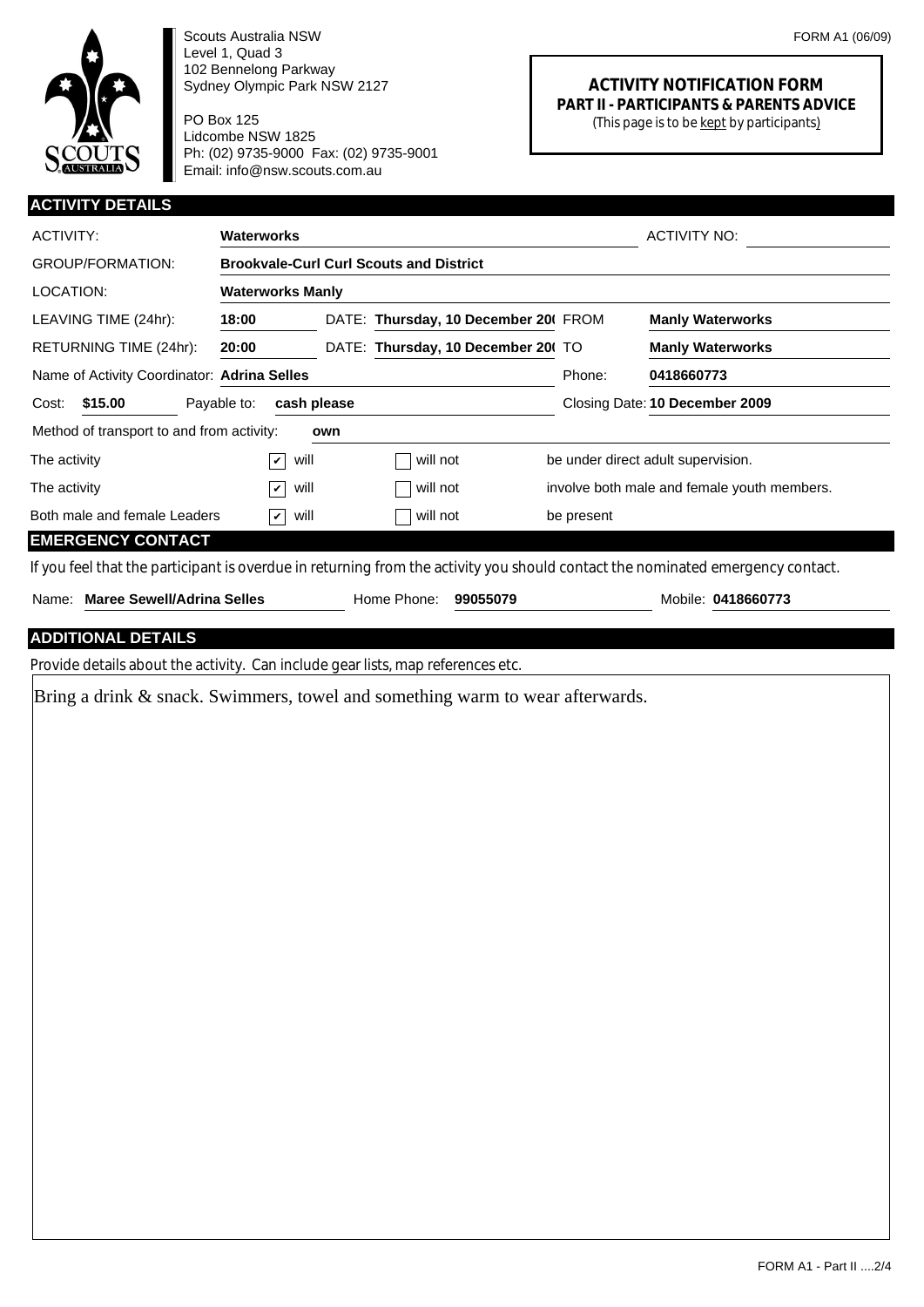Scouts Australia NSW
Level 1, Quad 3
102 Bennelong Parkway
Sydney Olympic Park NSW 2127

PO Box 125
Lidcombe NSW 1825
Ph: (02) 9735-9000 Fax: (02) 9735-9001
Email: info@nsw.scouts.com.au

FORM A1 (06/09)

# ACTIVITY NOTIFICATION FORM

**PART II - PARTICIPANTS & PARENTS ADVICE**

*(This page is to be kept by participants)*

## ACTIVITY DETAILS

ACTIVITY: **Waterworks** ACTIVITY NO:

GROUP/FORMATION: **Brookvale-Curl Curl Scouts and District**

LOCATION: **Waterworks Manly**

LEAVING TIME (24hr): **18:00** DATE: **Thursday, 10 December 20(** FROM **Manly Waterworks**

RETURNING TIME (24hr): **20:00** DATE: **Thursday, 10 December 20(** TO **Manly Waterworks**

Name of Activity Coordinator: **Adrina Selles** Phone: **0418660773**

Cost: **$15.00** Payable to: **cash please** Closing Date: **10 December 2009**

Method of transport to and from activity: **own**

The activity ☑ will ☐ will not be under direct adult supervision.

The activity ☑ will ☐ will not involve both male and female youth members.

Both male and female Leaders ☑ will ☐ will not be present

## EMERGENCY CONTACT

If you feel that the participant is overdue in returning from the activity you should contact the nominated emergency contact.

Name: **Maree Sewell/Adrina Selles** Home Phone: **99055079** Mobile: **0418660773**

## ADDITIONAL DETAILS

Provide details about the activity. Can include gear lists, map references etc.

Bring a drink & snack. Swimmers, towel and something warm to wear afterwards.